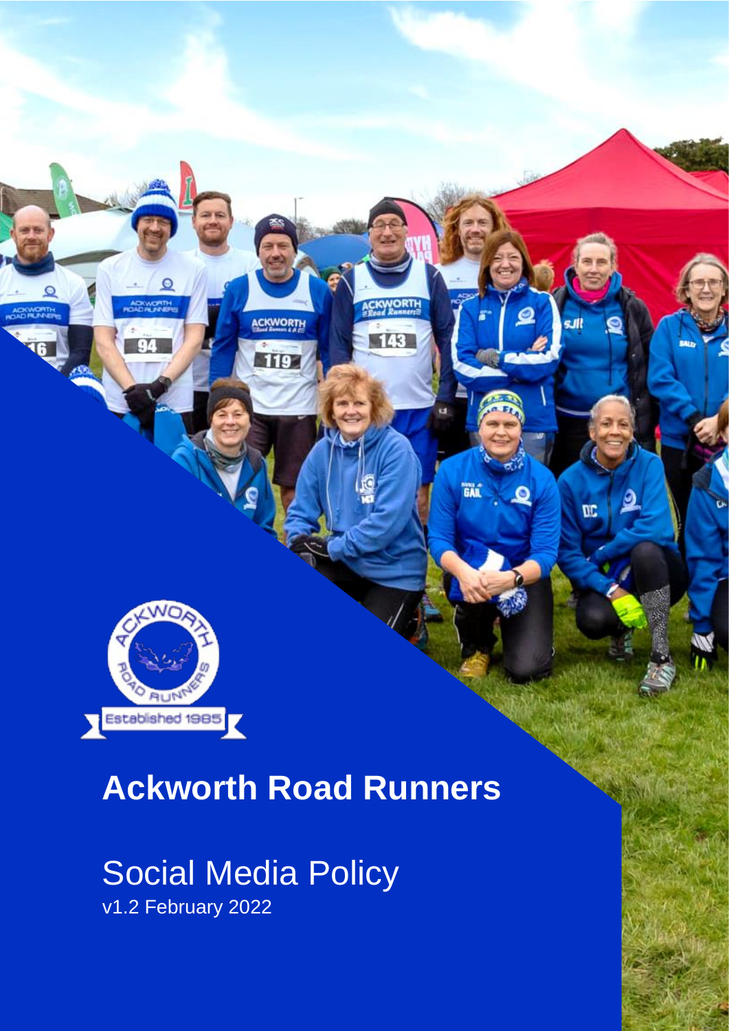# Ackworth Road Runners

## Social Media Policy

v1.2 February 2022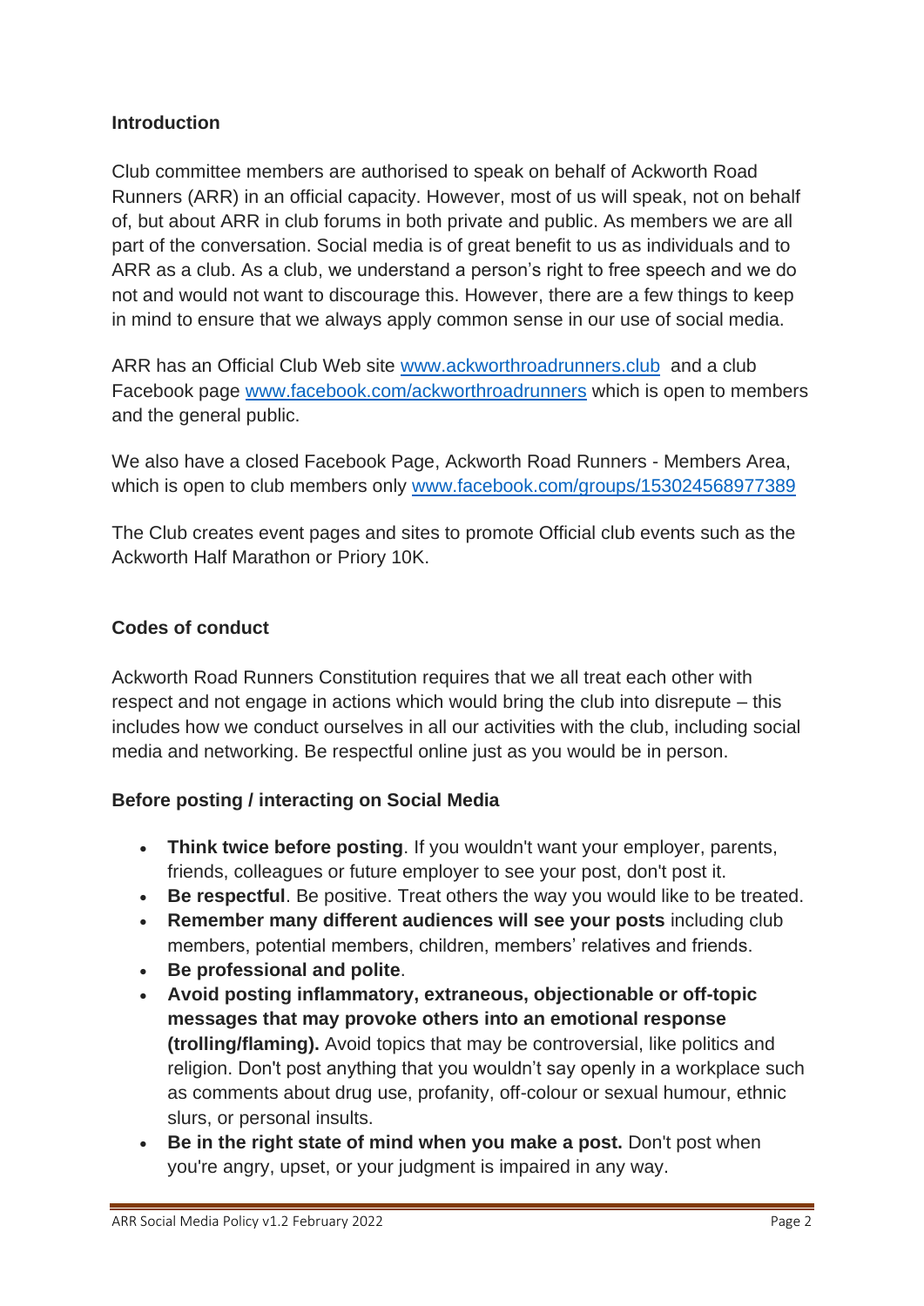## Introduction

Club committee members are authorised to speak on behalf of Ackworth Road Runners (ARR) in an official capacity. However, most of us will speak, not on behalf of, but about ARR in club forums in both private and public. As members we are all part of the conversation. Social media is of great benefit to us as individuals and to ARR as a club. As a club, we understand a person's right to free speech and we do not and would not want to discourage this. However, there are a few things to keep in mind to ensure that we always apply common sense in our use of social media.

ARR has an Official Club Web site [www.ackworthroadrunners.club](www.ackworthroadrunners.club) and a club Facebook page [www.facebook.com/ackworthroadrunners](www.facebook.com/ackworthroadrunners) which is open to members and the general public.

We also have a closed Facebook Page, Ackworth Road Runners - Members Area, which is open to club members only [www.facebook.com/groups/153024568977389](www.facebook.com/groups/153024568977389)

The Club creates event pages and sites to promote Official club events such as the Ackworth Half Marathon or Priory 10K.

## Codes of conduct

Ackworth Road Runners Constitution requires that we all treat each other with respect and not engage in actions which would bring the club into disrepute – this includes how we conduct ourselves in all our activities with the club, including social media and networking. Be respectful online just as you would be in person.

## Before posting / interacting on Social Media

- **Think twice before posting**. If you wouldn't want your employer, parents, friends, colleagues or future employer to see your post, don't post it.
- **Be respectful**. Be positive. Treat others the way you would like to be treated.
- **Remember many different audiences will see your posts** including club members, potential members, children, members' relatives and friends.
- **Be professional and polite**.
- **Avoid posting inflammatory, extraneous, objectionable or off-topic messages that may provoke others into an emotional response (trolling/flaming).** Avoid topics that may be controversial, like politics and religion. Don't post anything that you wouldn't say openly in a workplace such as comments about drug use, profanity, off-colour or sexual humour, ethnic slurs, or personal insults.
- **Be in the right state of mind when you make a post.** Don't post when you're angry, upset, or your judgment is impaired in any way.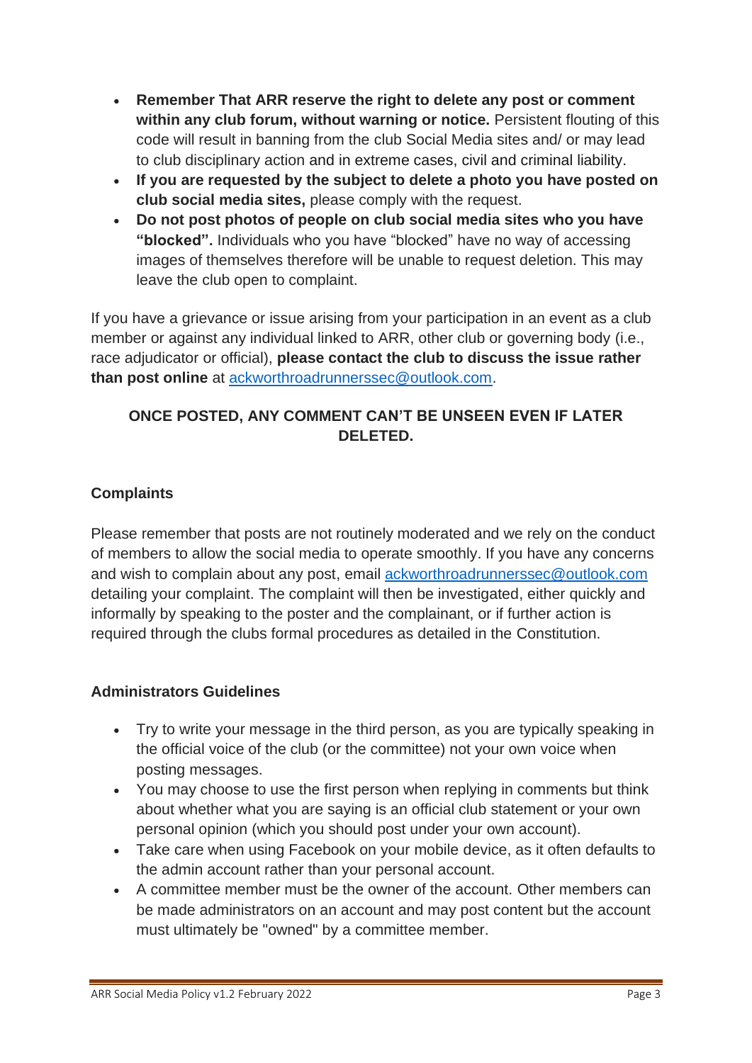- **Remember That ARR reserve the right to delete any post or comment within any club forum, without warning or notice.** Persistent flouting of this code will result in banning from the club Social Media sites and/ or may lead to club disciplinary action and in extreme cases, civil and criminal liability.
- **If you are requested by the subject to delete a photo you have posted on club social media sites,** please comply with the request.
- **Do not post photos of people on club social media sites who you have "blocked".** Individuals who you have "blocked" have no way of accessing images of themselves therefore will be unable to request deletion. This may leave the club open to complaint.

If you have a grievance or issue arising from your participation in an event as a club member or against any individual linked to ARR, other club or governing body (i.e., race adjudicator or official), **please contact the club to discuss the issue rather than post online** at ackworthroadrunnerssec@outlook.com.

**ONCE POSTED, ANY COMMENT CAN'T BE UNSEEN EVEN IF LATER DELETED.**

### Complaints

Please remember that posts are not routinely moderated and we rely on the conduct of members to allow the social media to operate smoothly. If you have any concerns and wish to complain about any post, email ackworthroadrunnerssec@outlook.com detailing your complaint. The complaint will then be investigated, either quickly and informally by speaking to the poster and the complainant, or if further action is required through the clubs formal procedures as detailed in the Constitution.

### Administrators Guidelines

- Try to write your message in the third person, as you are typically speaking in the official voice of the club (or the committee) not your own voice when posting messages.
- You may choose to use the first person when replying in comments but think about whether what you are saying is an official club statement or your own personal opinion (which you should post under your own account).
- Take care when using Facebook on your mobile device, as it often defaults to the admin account rather than your personal account.
- A committee member must be the owner of the account. Other members can be made administrators on an account and may post content but the account must ultimately be "owned" by a committee member.